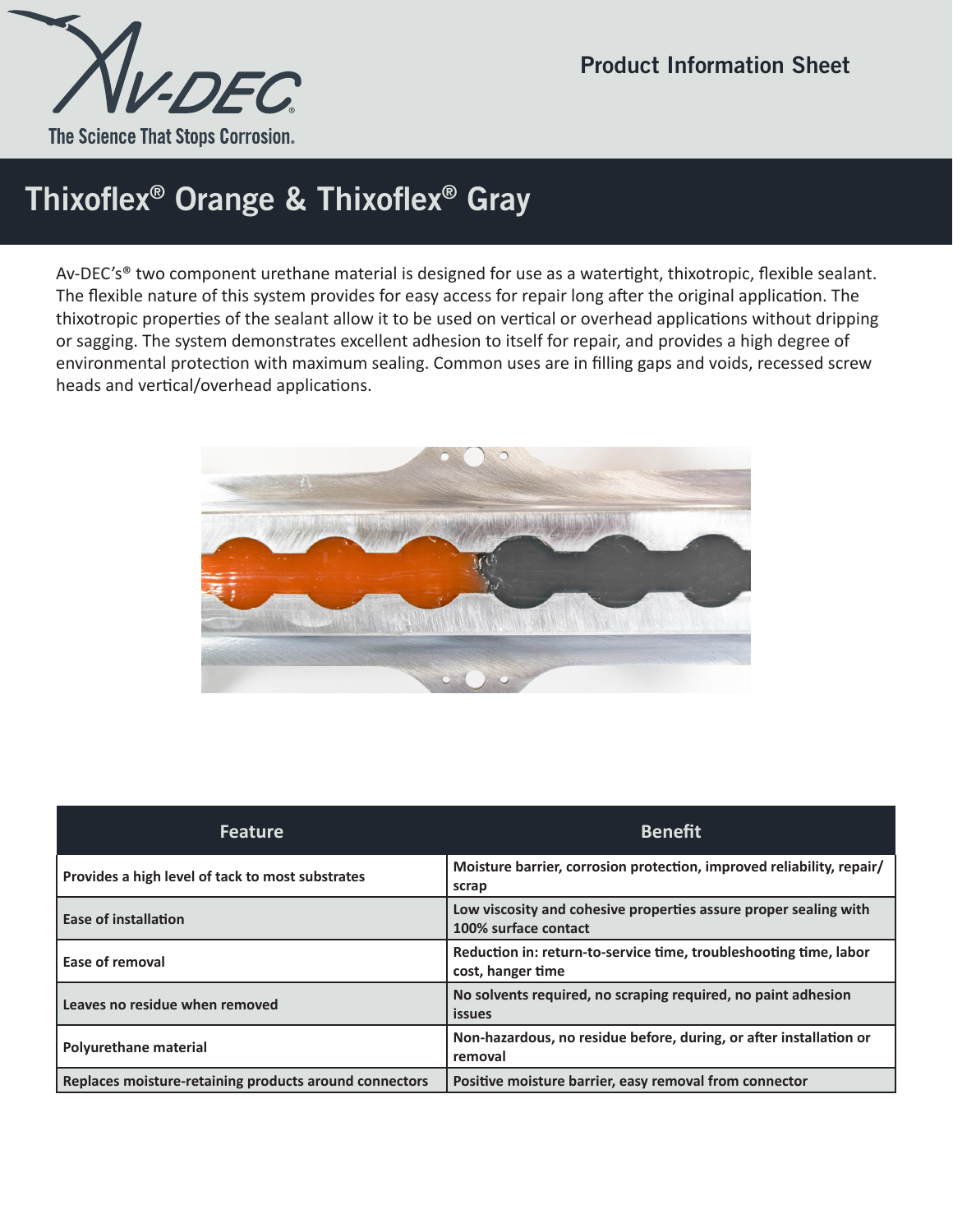Av-DEC®

The Science That Stops Corrosion.

Product Information Sheet

# Thixoflex® Orange & Thixoflex® Gray

Av-DEC's® two component urethane material is designed for use as a watertight, thixotropic, flexible sealant. The flexible nature of this system provides for easy access for repair long after the original application. The thixotropic properties of the sealant allow it to be used on vertical or overhead applications without dripping or sagging. The system demonstrates excellent adhesion to itself for repair, and provides a high degree of environmental protection with maximum sealing. Common uses are in filling gaps and voids, recessed screw heads and vertical/overhead applications.

| Feature | Benefit |
| --- | --- |
| **Provides a high level of tack to most substrates** | **Moisture barrier, corrosion protection, improved reliability, repair/scrap** |
| **Ease of installation** | **Low viscosity and cohesive properties assure proper sealing with 100% surface contact** |
| **Ease of removal** | **Reduction in: return-to-service time, troubleshooting time, labor cost, hanger time** |
| **Leaves no residue when removed** | **No solvents required, no scraping required, no paint adhesion issues** |
| **Polyurethane material** | **Non-hazardous, no residue before, during, or after installation or removal** |
| **Replaces moisture-retaining products around connectors** | **Positive moisture barrier, easy removal from connector** |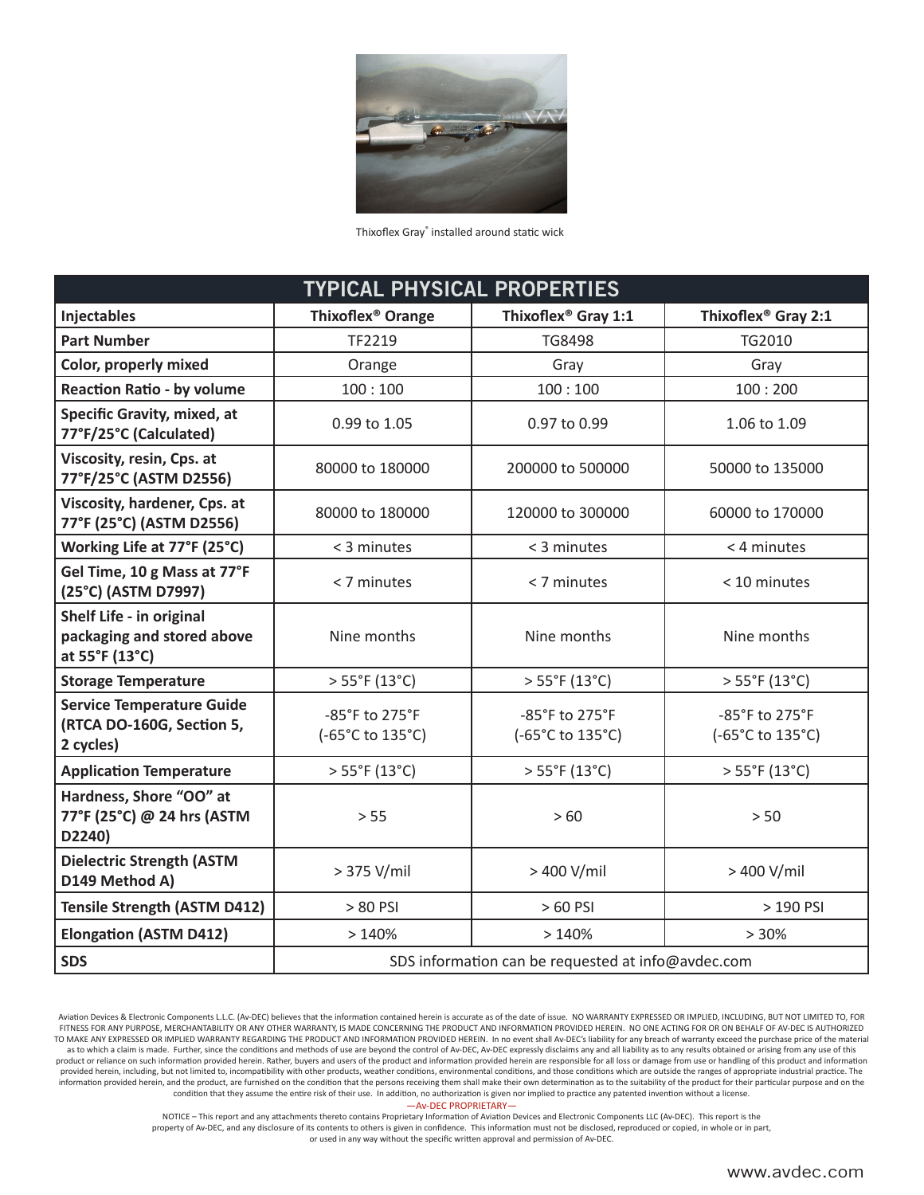Thixoflex Gray® installed around static wick

## TYPICAL PHYSICAL PROPERTIES

| Injectables | Thixoflex® Orange | Thixoflex® Gray 1:1 | Thixoflex® Gray 2:1 |
|---|---|---|---|
| **Part Number** | TF2219 | TG8498 | TG2010 |
| **Color, properly mixed** | Orange | Gray | Gray |
| **Reaction Ratio - by volume** | 100 : 100 | 100 : 100 | 100 : 200 |
| **Specific Gravity, mixed, at 77°F/25°C (Calculated)** | 0.99 to 1.05 | 0.97 to 0.99 | 1.06 to 1.09 |
| **Viscosity, resin, Cps. at 77°F/25°C (ASTM D2556)** | 80000 to 180000 | 200000 to 500000 | 50000 to 135000 |
| **Viscosity, hardener, Cps. at 77°F (25°C) (ASTM D2556)** | 80000 to 180000 | 120000 to 300000 | 60000 to 170000 |
| **Working Life at 77°F (25°C)** | < 3 minutes | < 3 minutes | < 4 minutes |
| **Gel Time, 10 g Mass at 77°F (25°C) (ASTM D7997)** | < 7 minutes | < 7 minutes | < 10 minutes |
| **Shelf Life - in original packaging and stored above at 55°F (13°C)** | Nine months | Nine months | Nine months |
| **Storage Temperature** | > 55°F (13°C) | > 55°F (13°C) | > 55°F (13°C) |
| **Service Temperature Guide (RTCA DO-160G, Section 5, 2 cycles)** | -85°F to 275°F (-65°C to 135°C) | -85°F to 275°F (-65°C to 135°C) | -85°F to 275°F (-65°C to 135°C) |
| **Application Temperature** | > 55°F (13°C) | > 55°F (13°C) | > 55°F (13°C) |
| **Hardness, Shore "OO" at 77°F (25°C) @ 24 hrs (ASTM D2240)** | > 55 | > 60 | > 50 |
| **Dielectric Strength (ASTM D149 Method A)** | > 375 V/mil | > 400 V/mil | > 400 V/mil |
| **Tensile Strength (ASTM D412)** | > 80 PSI | > 60 PSI | > 190 PSI |
| **Elongation (ASTM D412)** | > 140% | > 140% | > 30% |
| **SDS** | SDS information can be requested at info@avdec.com | | |

Aviation Devices & Electronic Components L.L.C. (Av-DEC) believes that the information contained herein is accurate as of the date of issue. NO WARRANTY EXPRESSED OR IMPLIED, INCLUDING, BUT NOT LIMITED TO, FOR FITNESS FOR ANY PURPOSE, MERCHANTABILITY OR ANY OTHER WARRANTY, IS MADE CONCERNING THE PRODUCT AND INFORMATION PROVIDED HEREIN. NO ONE ACTING FOR OR ON BEHALF OF AV-DEC IS AUTHORIZED TO MAKE ANY EXPRESSED OR IMPLIED WARRANTY REGARDING THE PRODUCT AND INFORMATION PROVIDED HEREIN. In no event shall Av-DEC's liability for any breach of warranty exceed the purchase price of the material as to which a claim is made. Further, since the conditions and methods of use are beyond the control of Av-DEC, Av-DEC expressly disclaims any and all liability as to any results obtained or arising from any use of this product or reliance on such information provided herein. Rather, buyers and users of the product and information provided herein are responsible for all loss or damage from use or handling of this product and information provided herein, including, but not limited to, incompatibility with other products, weather conditions, environmental conditions, and those conditions which are outside the ranges of appropriate industrial practice. The information provided herein, and the product, are furnished on the condition that the persons receiving them shall make their own determination as to the suitability of the product for their particular purpose and on the condition that they assume the entire risk of their use. In addition, no authorization is given nor implied to practice any patented invention without a license.

—Av-DEC PROPRIETARY—

NOTICE – This report and any attachments thereto contains Proprietary Information of Aviation Devices and Electronic Components LLC (Av-DEC). This report is the property of Av-DEC, and any disclosure of its contents to others is given in confidence. This information must not be disclosed, reproduced or copied, in whole or in part, or used in any way without the specific written approval and permission of Av-DEC.

www.avdec.com